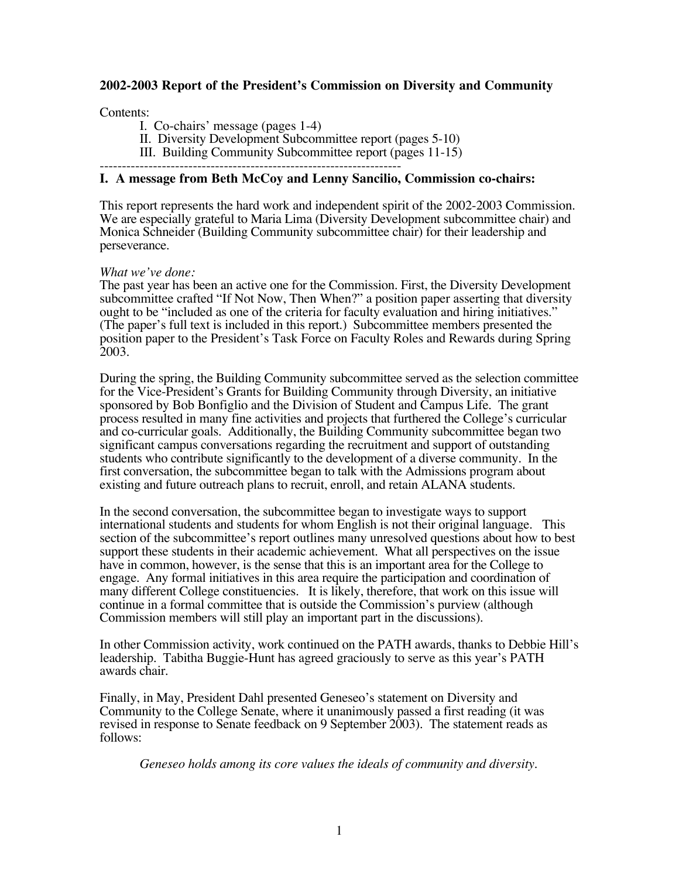**2002-2003 Report of the President's Commission on Diversity and Community**

Contents:

I. Co-chairs' message (pages 1-4)
II. Diversity Development Subcommittee report (pages 5-10)
III. Building Community Subcommittee report (pages 11-15)

---

**I. A message from Beth McCoy and Lenny Sancilio, Commission co-chairs:**

This report represents the hard work and independent spirit of the 2002-2003 Commission. We are especially grateful to Maria Lima (Diversity Development subcommittee chair) and Monica Schneider (Building Community subcommittee chair) for their leadership and perseverance.

*What we've done:*
The past year has been an active one for the Commission. First, the Diversity Development subcommittee crafted "If Not Now, Then When?" a position paper asserting that diversity ought to be "included as one of the criteria for faculty evaluation and hiring initiatives." (The paper's full text is included in this report.) Subcommittee members presented the position paper to the President's Task Force on Faculty Roles and Rewards during Spring 2003.

During the spring, the Building Community subcommittee served as the selection committee for the Vice-President's Grants for Building Community through Diversity, an initiative sponsored by Bob Bonfiglio and the Division of Student and Campus Life. The grant process resulted in many fine activities and projects that furthered the College's curricular and co-curricular goals. Additionally, the Building Community subcommittee began two significant campus conversations regarding the recruitment and support of outstanding students who contribute significantly to the development of a diverse community. In the first conversation, the subcommittee began to talk with the Admissions program about existing and future outreach plans to recruit, enroll, and retain ALANA students.

In the second conversation, the subcommittee began to investigate ways to support international students and students for whom English is not their original language. This section of the subcommittee's report outlines many unresolved questions about how to best support these students in their academic achievement. What all perspectives on the issue have in common, however, is the sense that this is an important area for the College to engage. Any formal initiatives in this area require the participation and coordination of many different College constituencies. It is likely, therefore, that work on this issue will continue in a formal committee that is outside the Commission's purview (although Commission members will still play an important part in the discussions).

In other Commission activity, work continued on the PATH awards, thanks to Debbie Hill's leadership. Tabitha Buggie-Hunt has agreed graciously to serve as this year's PATH awards chair.

Finally, in May, President Dahl presented Geneseo's statement on Diversity and Community to the College Senate, where it unanimously passed a first reading (it was revised in response to Senate feedback on 9 September 2003). The statement reads as follows:

> *Geneseo holds among its core values the ideals of community and diversity.*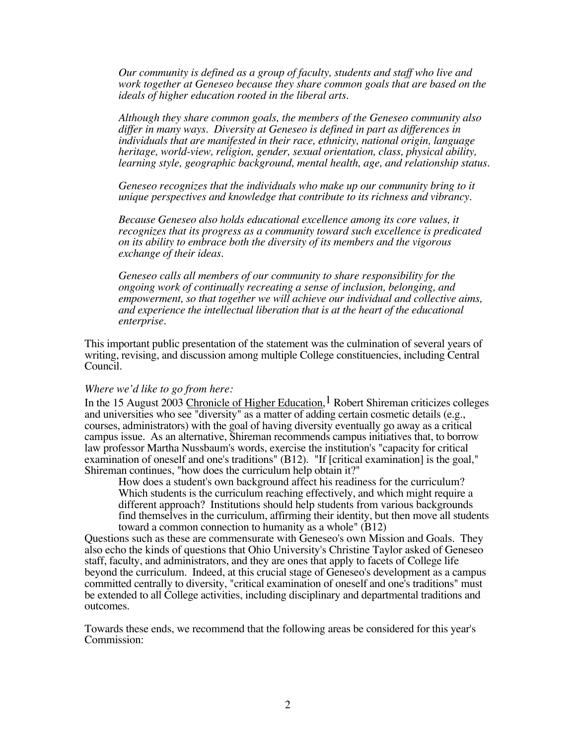*Our community is defined as a group of faculty, students and staff who live and work together at Geneseo because they share common goals that are based on the ideals of higher education rooted in the liberal arts.*

*Although they share common goals, the members of the Geneseo community also differ in many ways. Diversity at Geneseo is defined in part as differences in individuals that are manifested in their race, ethnicity, national origin, language heritage, world-view, religion, gender, sexual orientation, class, physical ability, learning style, geographic background, mental health, age, and relationship status.*

*Geneseo recognizes that the individuals who make up our community bring to it unique perspectives and knowledge that contribute to its richness and vibrancy.*

*Because Geneseo also holds educational excellence among its core values, it recognizes that its progress as a community toward such excellence is predicated on its ability to embrace both the diversity of its members and the vigorous exchange of their ideas.*

*Geneseo calls all members of our community to share responsibility for the ongoing work of continually recreating a sense of inclusion, belonging, and empowerment, so that together we will achieve our individual and collective aims, and experience the intellectual liberation that is at the heart of the educational enterprise.*

This important public presentation of the statement was the culmination of several years of writing, revising, and discussion among multiple College constituencies, including Central Council.

*Where we'd like to go from here:*

In the 15 August 2003 Chronicle of Higher Education,[1] Robert Shireman criticizes colleges and universities who see "diversity" as a matter of adding certain cosmetic details (e.g., courses, administrators) with the goal of having diversity eventually go away as a critical campus issue. As an alternative, Shireman recommends campus initiatives that, to borrow law professor Martha Nussbaum's words, exercise the institution's "capacity for critical examination of oneself and one's traditions" (B12). "If [critical examination] is the goal," Shireman continues, "how does the curriculum help obtain it?"

> How does a student's own background affect his readiness for the curriculum? Which students is the curriculum reaching effectively, and which might require a different approach? Institutions should help students from various backgrounds find themselves in the curriculum, affirming their identity, but then move all students toward a common connection to humanity as a whole" (B12)

Questions such as these are commensurate with Geneseo's own Mission and Goals. They also echo the kinds of questions that Ohio University's Christine Taylor asked of Geneseo staff, faculty, and administrators, and they are ones that apply to facets of College life beyond the curriculum. Indeed, at this crucial stage of Geneseo's development as a campus committed centrally to diversity, "critical examination of oneself and one's traditions" must be extended to all College activities, including disciplinary and departmental traditions and outcomes.

Towards these ends, we recommend that the following areas be considered for this year's Commission: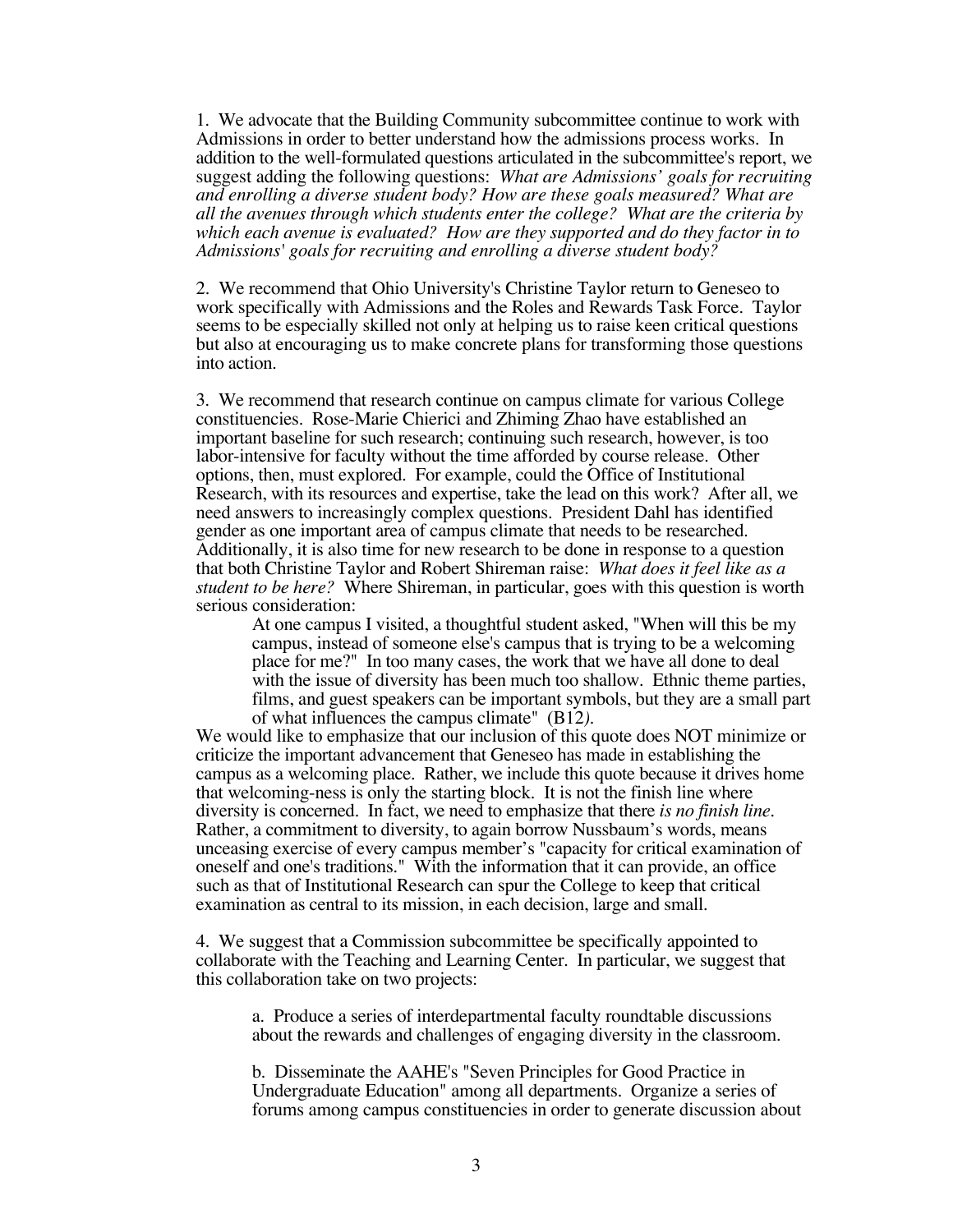1. We advocate that the Building Community subcommittee continue to work with Admissions in order to better understand how the admissions process works. In addition to the well-formulated questions articulated in the subcommittee's report, we suggest adding the following questions: *What are Admissions' goals for recruiting and enrolling a diverse student body? How are these goals measured? What are all the avenues through which students enter the college? What are the criteria by which each avenue is evaluated? How are they supported and do they factor in to Admissions' goals for recruiting and enrolling a diverse student body?*

2. We recommend that Ohio University's Christine Taylor return to Geneseo to work specifically with Admissions and the Roles and Rewards Task Force. Taylor seems to be especially skilled not only at helping us to raise keen critical questions but also at encouraging us to make concrete plans for transforming those questions into action.

3. We recommend that research continue on campus climate for various College constituencies. Rose-Marie Chierici and Zhiming Zhao have established an important baseline for such research; continuing such research, however, is too labor-intensive for faculty without the time afforded by course release. Other options, then, must explored. For example, could the Office of Institutional Research, with its resources and expertise, take the lead on this work? After all, we need answers to increasingly complex questions. President Dahl has identified gender as one important area of campus climate that needs to be researched. Additionally, it is also time for new research to be done in response to a question that both Christine Taylor and Robert Shireman raise: *What does it feel like as a student to be here?* Where Shireman, in particular, goes with this question is worth serious consideration:

> At one campus I visited, a thoughtful student asked, "When will this be my campus, instead of someone else's campus that is trying to be a welcoming place for me?" In too many cases, the work that we have all done to deal with the issue of diversity has been much too shallow. Ethnic theme parties, films, and guest speakers can be important symbols, but they are a small part of what influences the campus climate" (B12).

We would like to emphasize that our inclusion of this quote does NOT minimize or criticize the important advancement that Geneseo has made in establishing the campus as a welcoming place. Rather, we include this quote because it drives home that welcoming-ness is only the starting block. It is not the finish line where diversity is concerned. In fact, we need to emphasize that there *is no finish line*. Rather, a commitment to diversity, to again borrow Nussbaum's words, means unceasing exercise of every campus member's "capacity for critical examination of oneself and one's traditions." With the information that it can provide, an office such as that of Institutional Research can spur the College to keep that critical examination as central to its mission, in each decision, large and small.

4. We suggest that a Commission subcommittee be specifically appointed to collaborate with the Teaching and Learning Center. In particular, we suggest that this collaboration take on two projects:

   a. Produce a series of interdepartmental faculty roundtable discussions about the rewards and challenges of engaging diversity in the classroom.

   b. Disseminate the AAHE's "Seven Principles for Good Practice in Undergraduate Education" among all departments. Organize a series of forums among campus constituencies in order to generate discussion about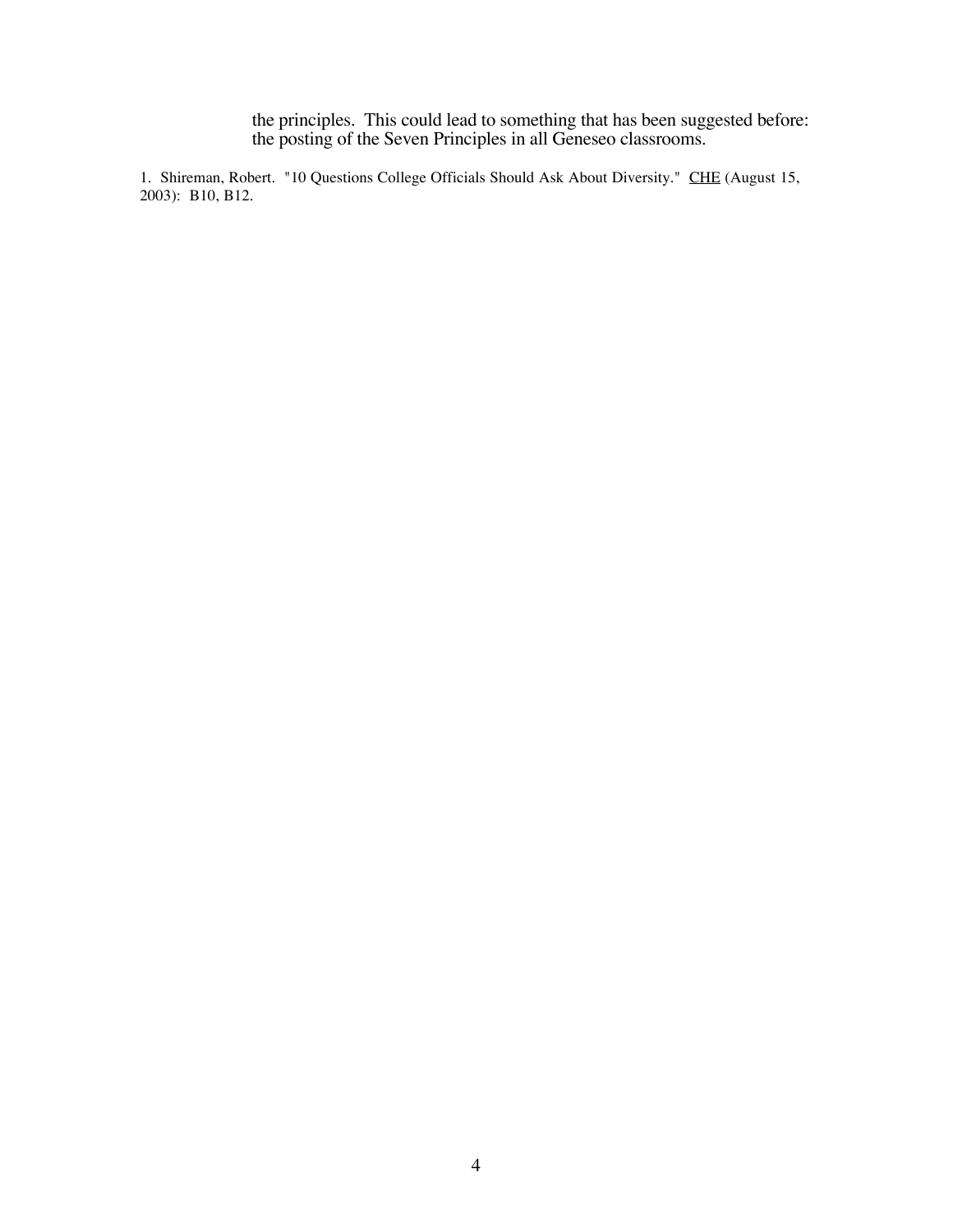the principles. This could lead to something that has been suggested before: the posting of the Seven Principles in all Geneseo classrooms.

1. Shireman, Robert. "10 Questions College Officials Should Ask About Diversity." CHE (August 15, 2003): B10, B12.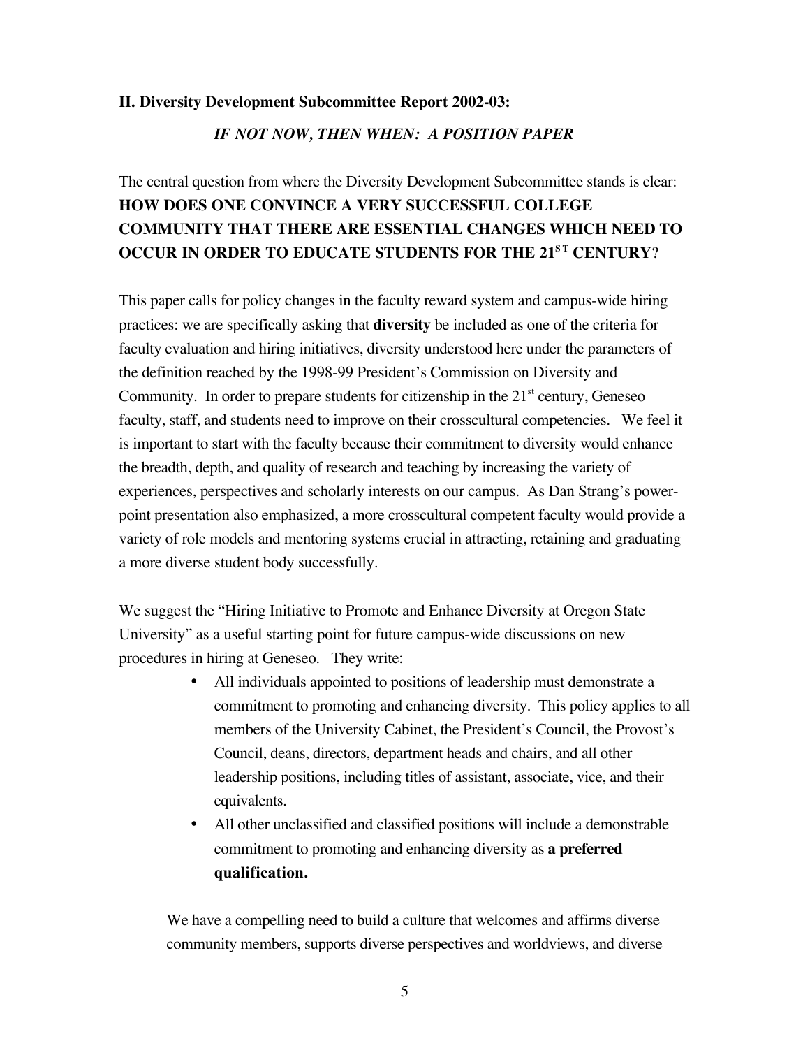## II. Diversity Development Subcommittee Report 2002-03:

### *IF NOT NOW, THEN WHEN: A POSITION PAPER*

The central question from where the Diversity Development Subcommittee stands is clear: **HOW DOES ONE CONVINCE A VERY SUCCESSFUL COLLEGE COMMUNITY THAT THERE ARE ESSENTIAL CHANGES WHICH NEED TO OCCUR IN ORDER TO EDUCATE STUDENTS FOR THE 21ST CENTURY**?

This paper calls for policy changes in the faculty reward system and campus-wide hiring practices: we are specifically asking that **diversity** be included as one of the criteria for faculty evaluation and hiring initiatives, diversity understood here under the parameters of the definition reached by the 1998-99 President's Commission on Diversity and Community. In order to prepare students for citizenship in the 21st century, Geneseo faculty, staff, and students need to improve on their crosscultural competencies. We feel it is important to start with the faculty because their commitment to diversity would enhance the breadth, depth, and quality of research and teaching by increasing the variety of experiences, perspectives and scholarly interests on our campus. As Dan Strang's power-point presentation also emphasized, a more crosscultural competent faculty would provide a variety of role models and mentoring systems crucial in attracting, retaining and graduating a more diverse student body successfully.

We suggest the "Hiring Initiative to Promote and Enhance Diversity at Oregon State University" as a useful starting point for future campus-wide discussions on new procedures in hiring at Geneseo. They write:

- All individuals appointed to positions of leadership must demonstrate a commitment to promoting and enhancing diversity. This policy applies to all members of the University Cabinet, the President's Council, the Provost's Council, deans, directors, department heads and chairs, and all other leadership positions, including titles of assistant, associate, vice, and their equivalents.
- All other unclassified and classified positions will include a demonstrable commitment to promoting and enhancing diversity as **a preferred qualification.**

We have a compelling need to build a culture that welcomes and affirms diverse community members, supports diverse perspectives and worldviews, and diverse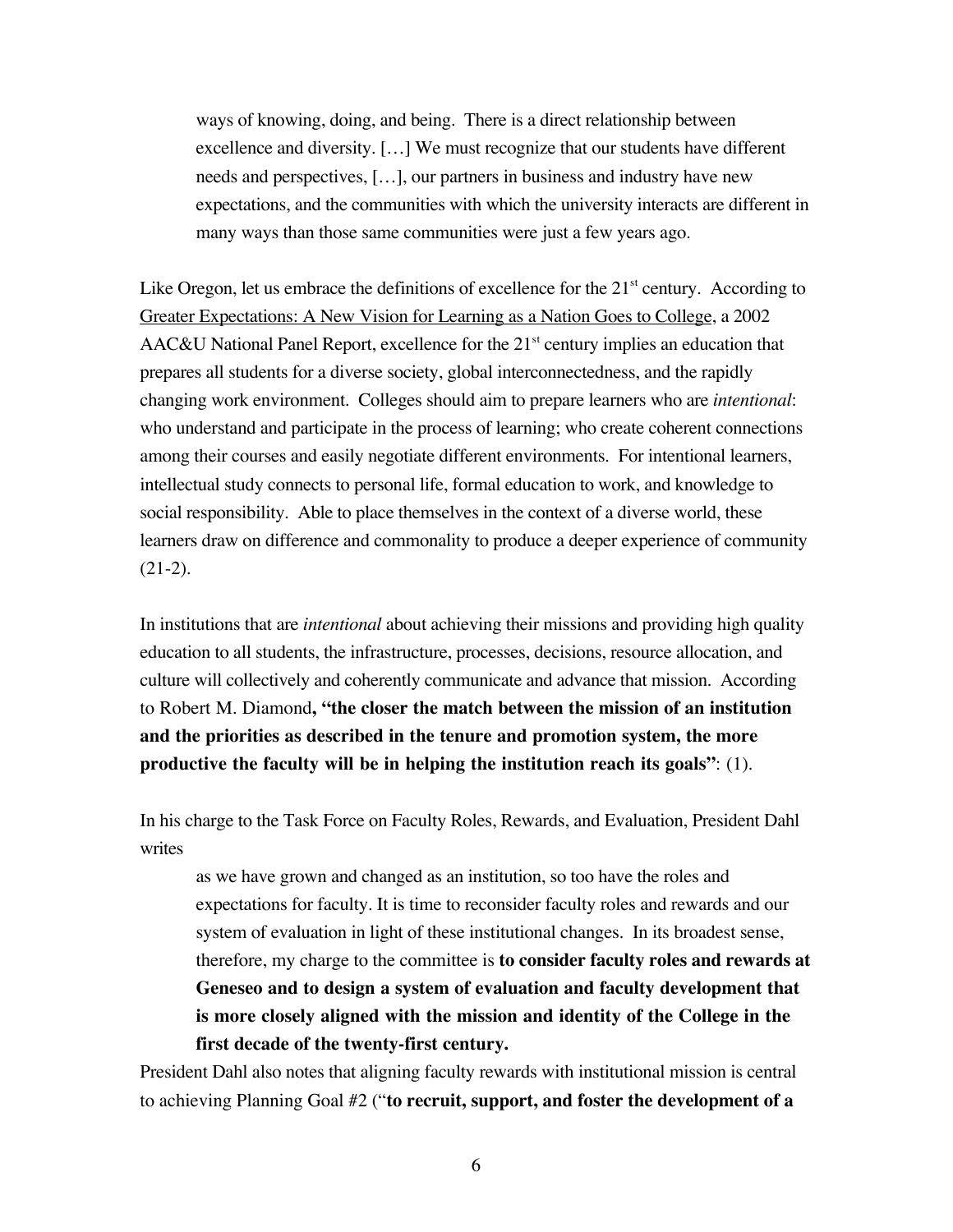> ways of knowing, doing, and being. There is a direct relationship between excellence and diversity. […] We must recognize that our students have different needs and perspectives, […], our partners in business and industry have new expectations, and the communities with which the university interacts are different in many ways than those same communities were just a few years ago.

Like Oregon, let us embrace the definitions of excellence for the 21st century. According to Greater Expectations: A New Vision for Learning as a Nation Goes to College, a 2002 AAC&U National Panel Report, excellence for the 21st century implies an education that prepares all students for a diverse society, global interconnectedness, and the rapidly changing work environment. Colleges should aim to prepare learners who are *intentional*: who understand and participate in the process of learning; who create coherent connections among their courses and easily negotiate different environments. For intentional learners, intellectual study connects to personal life, formal education to work, and knowledge to social responsibility. Able to place themselves in the context of a diverse world, these learners draw on difference and commonality to produce a deeper experience of community (21-2).

In institutions that are *intentional* about achieving their missions and providing high quality education to all students, the infrastructure, processes, decisions, resource allocation, and culture will collectively and coherently communicate and advance that mission. According to Robert M. Diamond**, "the closer the match between the mission of an institution and the priorities as described in the tenure and promotion system, the more productive the faculty will be in helping the institution reach its goals"**: (1).

In his charge to the Task Force on Faculty Roles, Rewards, and Evaluation, President Dahl writes

> as we have grown and changed as an institution, so too have the roles and expectations for faculty. It is time to reconsider faculty roles and rewards and our system of evaluation in light of these institutional changes. In its broadest sense, therefore, my charge to the committee is **to consider faculty roles and rewards at Geneseo and to design a system of evaluation and faculty development that is more closely aligned with the mission and identity of the College in the first decade of the twenty-first century.**

President Dahl also notes that aligning faculty rewards with institutional mission is central to achieving Planning Goal #2 ("**to recruit, support, and foster the development of a**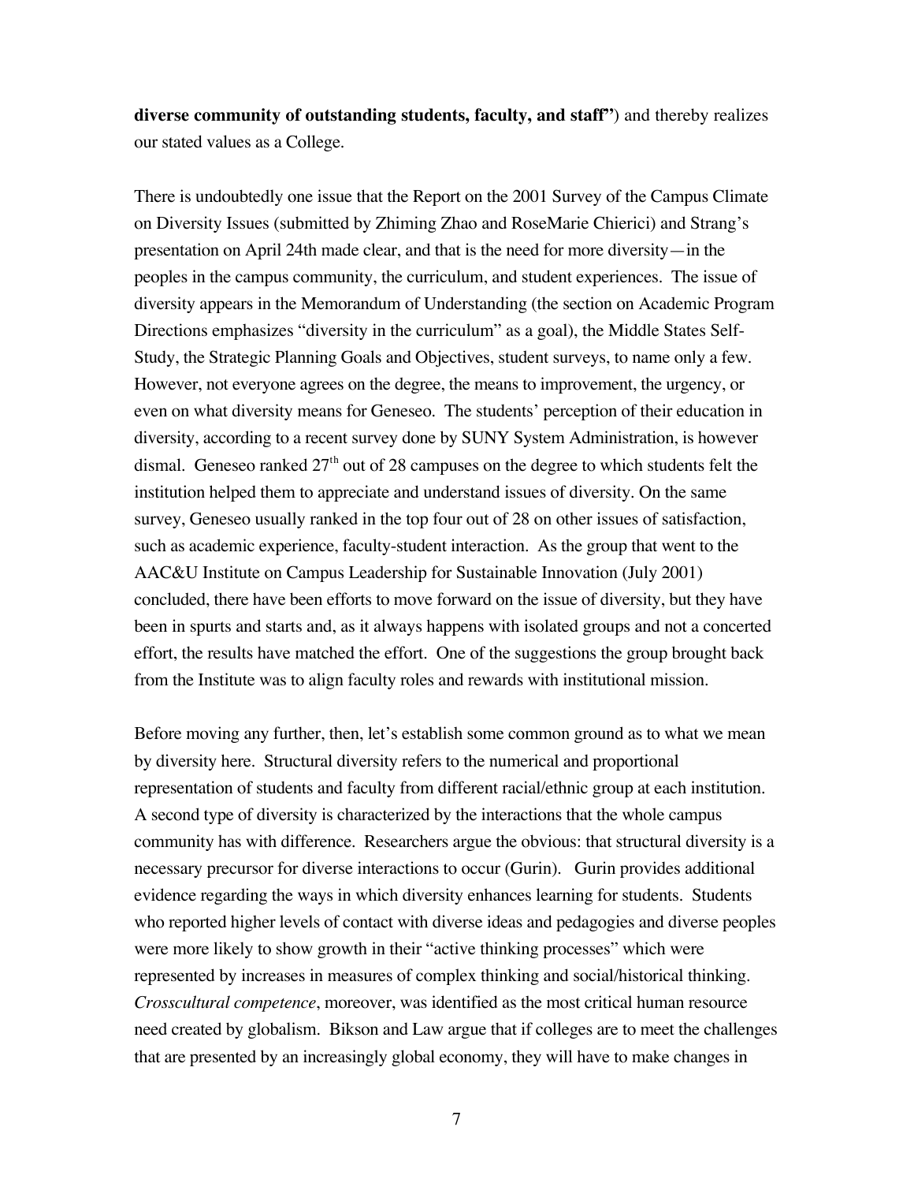**diverse community of outstanding students, faculty, and staff"**) and thereby realizes our stated values as a College.

There is undoubtedly one issue that the Report on the 2001 Survey of the Campus Climate on Diversity Issues (submitted by Zhiming Zhao and RoseMarie Chierici) and Strang's presentation on April 24th made clear, and that is the need for more diversity—in the peoples in the campus community, the curriculum, and student experiences. The issue of diversity appears in the Memorandum of Understanding (the section on Academic Program Directions emphasizes "diversity in the curriculum" as a goal), the Middle States Self-Study, the Strategic Planning Goals and Objectives, student surveys, to name only a few. However, not everyone agrees on the degree, the means to improvement, the urgency, or even on what diversity means for Geneseo. The students' perception of their education in diversity, according to a recent survey done by SUNY System Administration, is however dismal. Geneseo ranked 27th out of 28 campuses on the degree to which students felt the institution helped them to appreciate and understand issues of diversity. On the same survey, Geneseo usually ranked in the top four out of 28 on other issues of satisfaction, such as academic experience, faculty-student interaction. As the group that went to the AAC&U Institute on Campus Leadership for Sustainable Innovation (July 2001) concluded, there have been efforts to move forward on the issue of diversity, but they have been in spurts and starts and, as it always happens with isolated groups and not a concerted effort, the results have matched the effort. One of the suggestions the group brought back from the Institute was to align faculty roles and rewards with institutional mission.

Before moving any further, then, let's establish some common ground as to what we mean by diversity here. Structural diversity refers to the numerical and proportional representation of students and faculty from different racial/ethnic group at each institution. A second type of diversity is characterized by the interactions that the whole campus community has with difference. Researchers argue the obvious: that structural diversity is a necessary precursor for diverse interactions to occur (Gurin). Gurin provides additional evidence regarding the ways in which diversity enhances learning for students. Students who reported higher levels of contact with diverse ideas and pedagogies and diverse peoples were more likely to show growth in their "active thinking processes" which were represented by increases in measures of complex thinking and social/historical thinking. *Crosscultural competence*, moreover, was identified as the most critical human resource need created by globalism. Bikson and Law argue that if colleges are to meet the challenges that are presented by an increasingly global economy, they will have to make changes in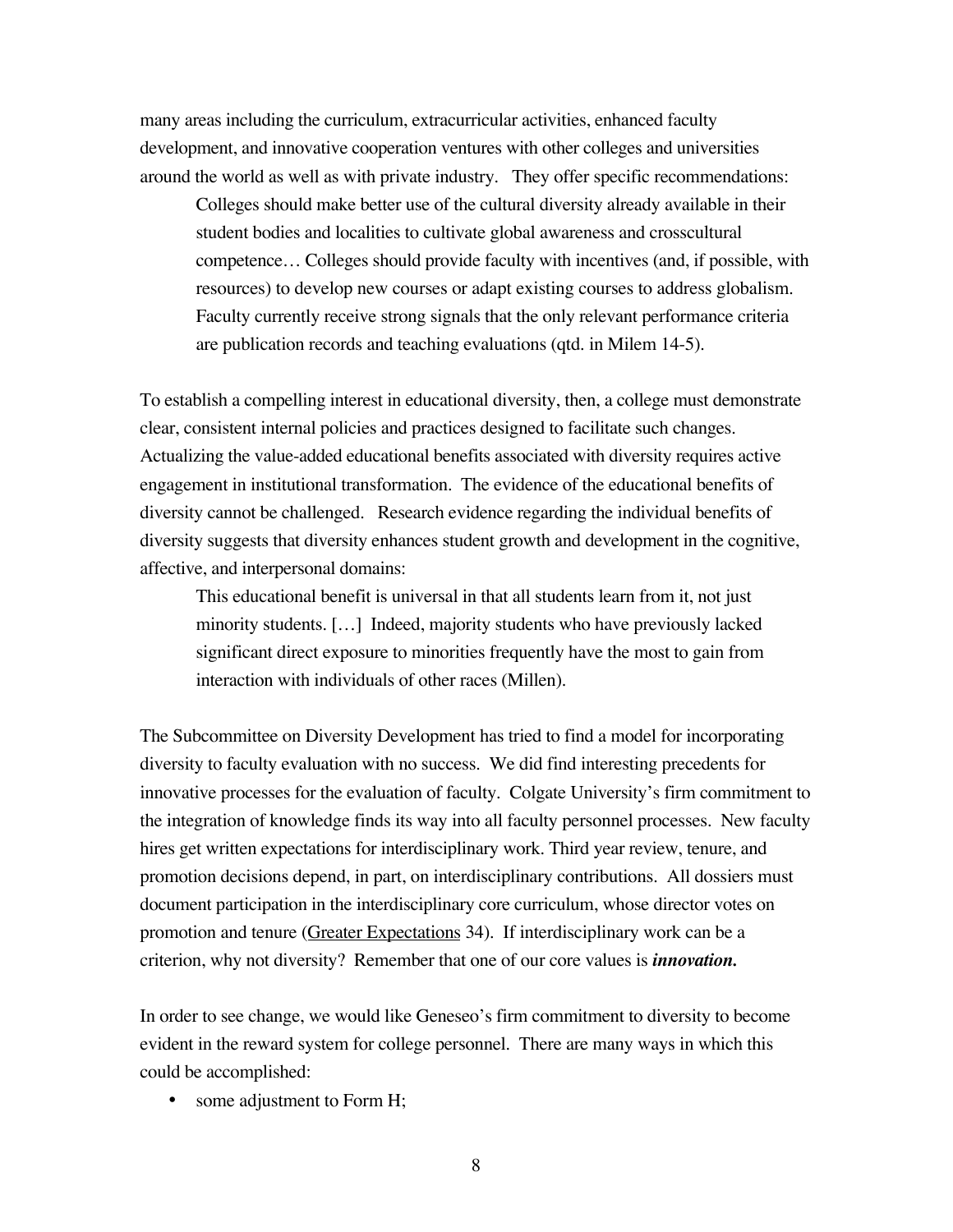many areas including the curriculum, extracurricular activities, enhanced faculty development, and innovative cooperation ventures with other colleges and universities around the world as well as with private industry. They offer specific recommendations:

> Colleges should make better use of the cultural diversity already available in their student bodies and localities to cultivate global awareness and crosscultural competence… Colleges should provide faculty with incentives (and, if possible, with resources) to develop new courses or adapt existing courses to address globalism. Faculty currently receive strong signals that the only relevant performance criteria are publication records and teaching evaluations (qtd. in Milem 14-5).

To establish a compelling interest in educational diversity, then, a college must demonstrate clear, consistent internal policies and practices designed to facilitate such changes. Actualizing the value-added educational benefits associated with diversity requires active engagement in institutional transformation. The evidence of the educational benefits of diversity cannot be challenged. Research evidence regarding the individual benefits of diversity suggests that diversity enhances student growth and development in the cognitive, affective, and interpersonal domains:

> This educational benefit is universal in that all students learn from it, not just minority students. […] Indeed, majority students who have previously lacked significant direct exposure to minorities frequently have the most to gain from interaction with individuals of other races (Millen).

The Subcommittee on Diversity Development has tried to find a model for incorporating diversity to faculty evaluation with no success. We did find interesting precedents for innovative processes for the evaluation of faculty. Colgate University's firm commitment to the integration of knowledge finds its way into all faculty personnel processes. New faculty hires get written expectations for interdisciplinary work. Third year review, tenure, and promotion decisions depend, in part, on interdisciplinary contributions. All dossiers must document participation in the interdisciplinary core curriculum, whose director votes on promotion and tenure (<u>Greater Expectations</u> 34). If interdisciplinary work can be a criterion, why not diversity? Remember that one of our core values is ***innovation.***

In order to see change, we would like Geneseo's firm commitment to diversity to become evident in the reward system for college personnel. There are many ways in which this could be accomplished:

- some adjustment to Form H;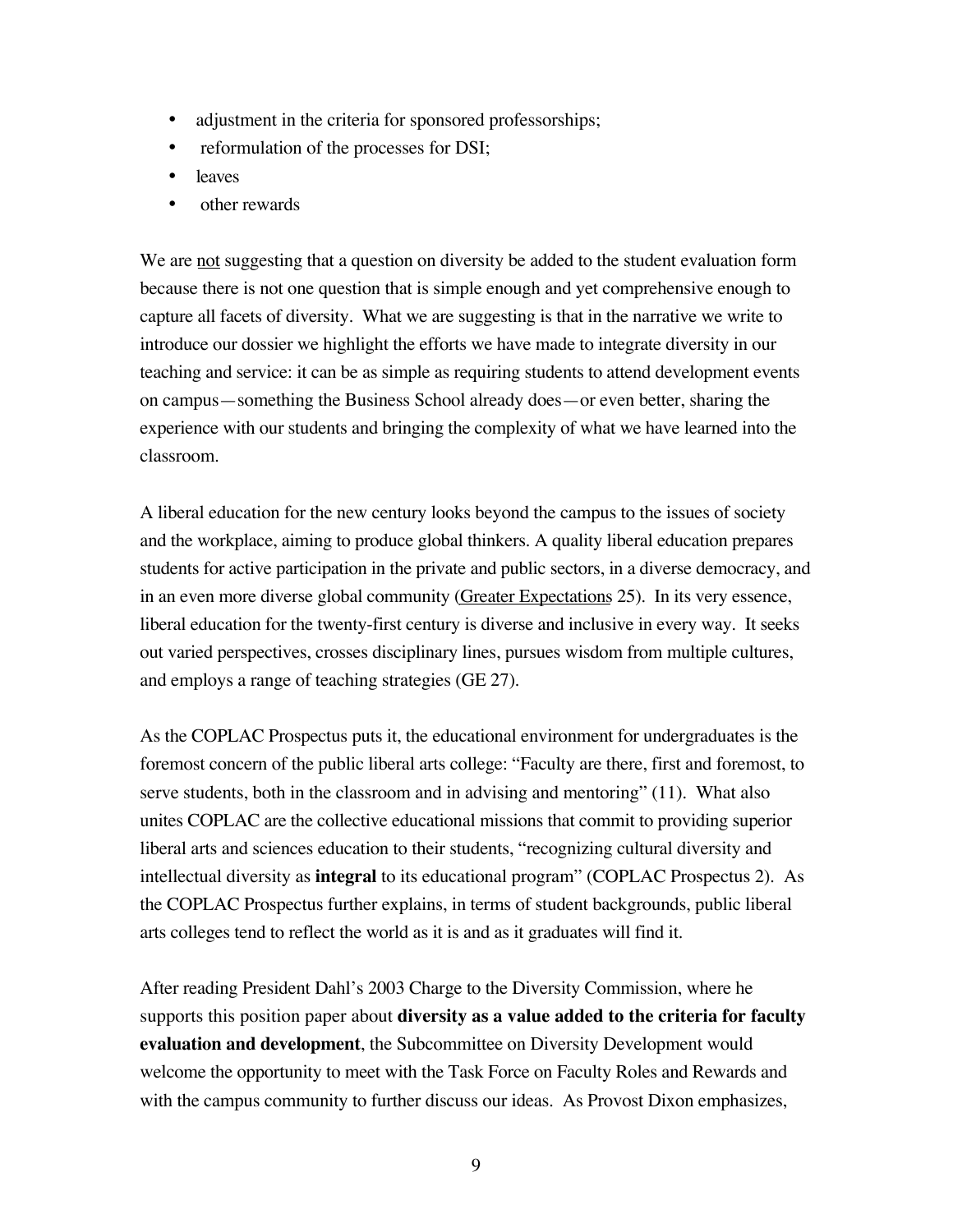- adjustment in the criteria for sponsored professorships;
- reformulation of the processes for DSI;
- leaves
- other rewards

We are not suggesting that a question on diversity be added to the student evaluation form because there is not one question that is simple enough and yet comprehensive enough to capture all facets of diversity. What we are suggesting is that in the narrative we write to introduce our dossier we highlight the efforts we have made to integrate diversity in our teaching and service: it can be as simple as requiring students to attend development events on campus—something the Business School already does—or even better, sharing the experience with our students and bringing the complexity of what we have learned into the classroom.

A liberal education for the new century looks beyond the campus to the issues of society and the workplace, aiming to produce global thinkers. A quality liberal education prepares students for active participation in the private and public sectors, in a diverse democracy, and in an even more diverse global community (Greater Expectations 25). In its very essence, liberal education for the twenty-first century is diverse and inclusive in every way. It seeks out varied perspectives, crosses disciplinary lines, pursues wisdom from multiple cultures, and employs a range of teaching strategies (GE 27).

As the COPLAC Prospectus puts it, the educational environment for undergraduates is the foremost concern of the public liberal arts college: "Faculty are there, first and foremost, to serve students, both in the classroom and in advising and mentoring" (11). What also unites COPLAC are the collective educational missions that commit to providing superior liberal arts and sciences education to their students, "recognizing cultural diversity and intellectual diversity as **integral** to its educational program" (COPLAC Prospectus 2). As the COPLAC Prospectus further explains, in terms of student backgrounds, public liberal arts colleges tend to reflect the world as it is and as it graduates will find it.

After reading President Dahl's 2003 Charge to the Diversity Commission, where he supports this position paper about **diversity as a value added to the criteria for faculty evaluation and development**, the Subcommittee on Diversity Development would welcome the opportunity to meet with the Task Force on Faculty Roles and Rewards and with the campus community to further discuss our ideas. As Provost Dixon emphasizes,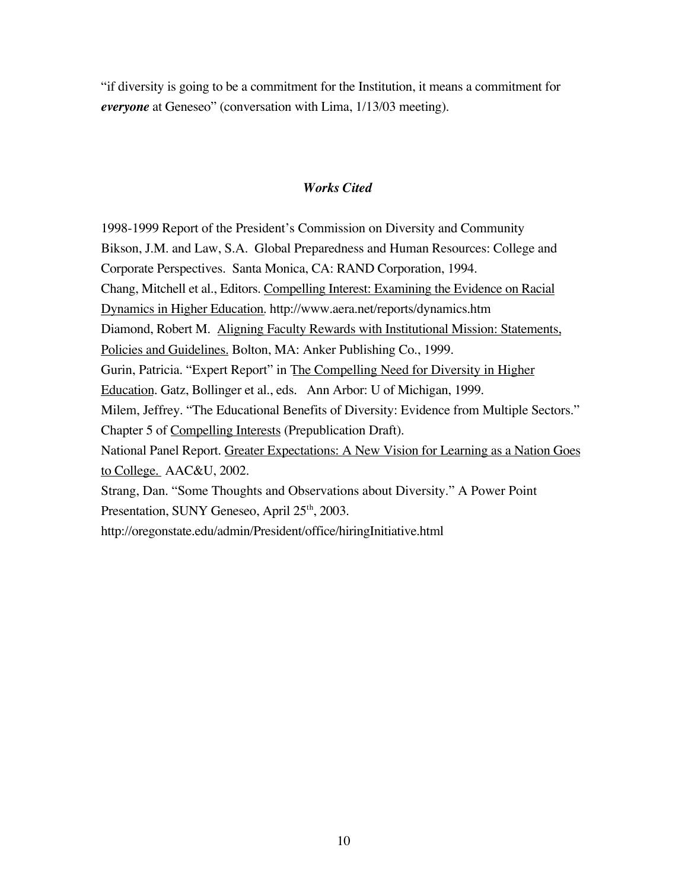"if diversity is going to be a commitment for the Institution, it means a commitment for ***everyone*** at Geneseo" (conversation with Lima, 1/13/03 meeting).

### ***Works Cited***

1998-1999 Report of the President's Commission on Diversity and Community

Bikson, J.M. and Law, S.A. Global Preparedness and Human Resources: College and Corporate Perspectives. Santa Monica, CA: RAND Corporation, 1994.

Chang, Mitchell et al., Editors. <u>Compelling Interest: Examining the Evidence on Racial Dynamics in Higher Education</u>. http://www.aera.net/reports/dynamics.htm

Diamond, Robert M. <u>Aligning Faculty Rewards with Institutional Mission: Statements, Policies and Guidelines.</u> Bolton, MA: Anker Publishing Co., 1999.

Gurin, Patricia. "Expert Report" in <u>The Compelling Need for Diversity in Higher Education</u>. Gatz, Bollinger et al., eds. Ann Arbor: U of Michigan, 1999.

Milem, Jeffrey. "The Educational Benefits of Diversity: Evidence from Multiple Sectors." Chapter 5 of <u>Compelling Interests</u> (Prepublication Draft).

National Panel Report. <u>Greater Expectations: A New Vision for Learning as a Nation Goes to College.</u> AAC&U, 2002.

Strang, Dan. "Some Thoughts and Observations about Diversity." A Power Point Presentation, SUNY Geneseo, April 25th, 2003.

http://oregonstate.edu/admin/President/office/hiringInitiative.html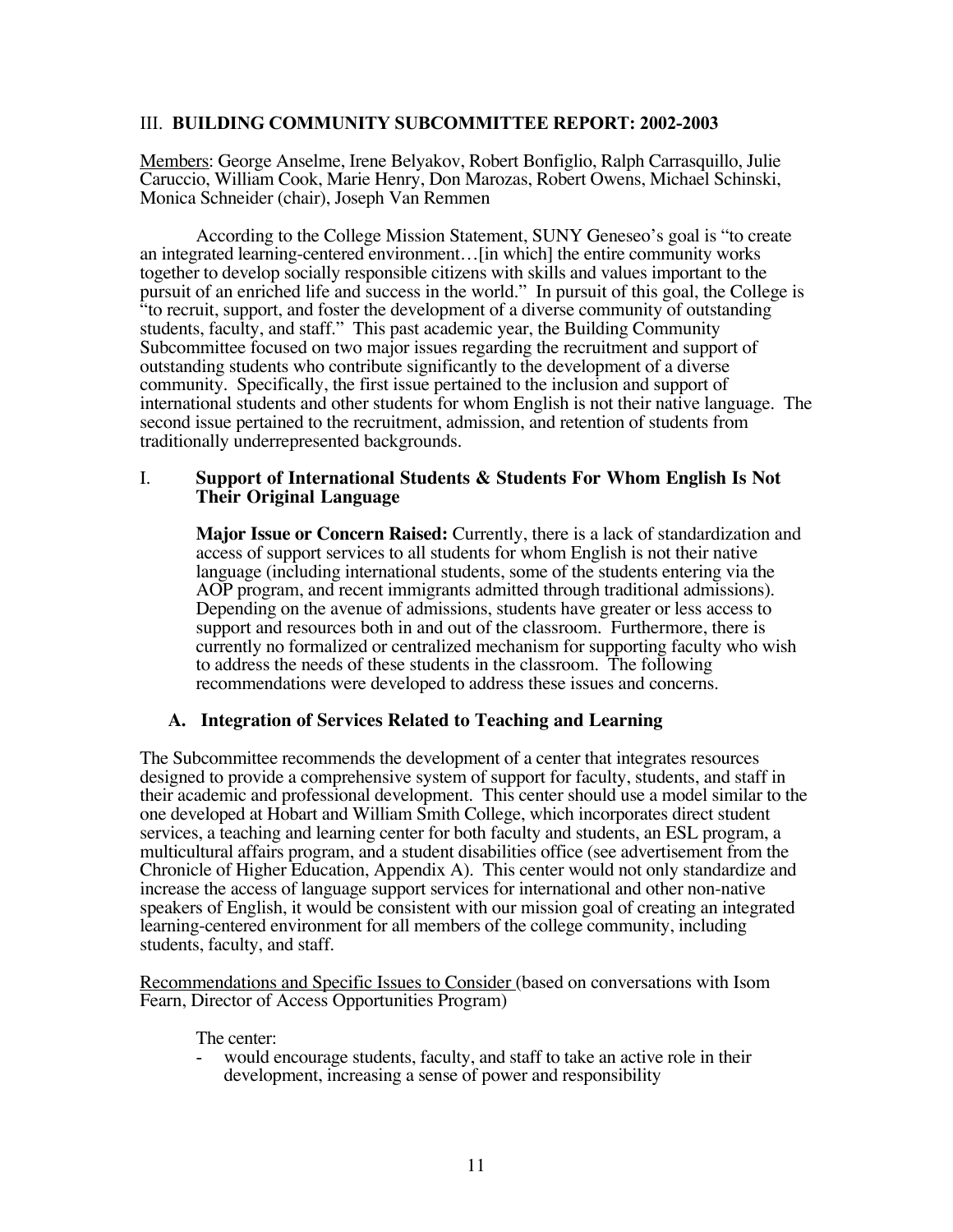## III. BUILDING COMMUNITY SUBCOMMITTEE REPORT: 2002-2003

Members: George Anselme, Irene Belyakov, Robert Bonfiglio, Ralph Carrasquillo, Julie Caruccio, William Cook, Marie Henry, Don Marozas, Robert Owens, Michael Schinski, Monica Schneider (chair), Joseph Van Remmen

According to the College Mission Statement, SUNY Geneseo's goal is "to create an integrated learning-centered environment…[in which] the entire community works together to develop socially responsible citizens with skills and values important to the pursuit of an enriched life and success in the world." In pursuit of this goal, the College is "to recruit, support, and foster the development of a diverse community of outstanding students, faculty, and staff." This past academic year, the Building Community Subcommittee focused on two major issues regarding the recruitment and support of outstanding students who contribute significantly to the development of a diverse community. Specifically, the first issue pertained to the inclusion and support of international students and other students for whom English is not their native language. The second issue pertained to the recruitment, admission, and retention of students from traditionally underrepresented backgrounds.

### I. Support of International Students & Students For Whom English Is Not Their Original Language

**Major Issue or Concern Raised:** Currently, there is a lack of standardization and access of support services to all students for whom English is not their native language (including international students, some of the students entering via the AOP program, and recent immigrants admitted through traditional admissions). Depending on the avenue of admissions, students have greater or less access to support and resources both in and out of the classroom. Furthermore, there is currently no formalized or centralized mechanism for supporting faculty who wish to address the needs of these students in the classroom. The following recommendations were developed to address these issues and concerns.

#### A. Integration of Services Related to Teaching and Learning

The Subcommittee recommends the development of a center that integrates resources designed to provide a comprehensive system of support for faculty, students, and staff in their academic and professional development. This center should use a model similar to the one developed at Hobart and William Smith College, which incorporates direct student services, a teaching and learning center for both faculty and students, an ESL program, a multicultural affairs program, and a student disabilities office (see advertisement from the Chronicle of Higher Education, Appendix A). This center would not only standardize and increase the access of language support services for international and other non-native speakers of English, it would be consistent with our mission goal of creating an integrated learning-centered environment for all members of the college community, including students, faculty, and staff.

Recommendations and Specific Issues to Consider (based on conversations with Isom Fearn, Director of Access Opportunities Program)

The center:

- would encourage students, faculty, and staff to take an active role in their development, increasing a sense of power and responsibility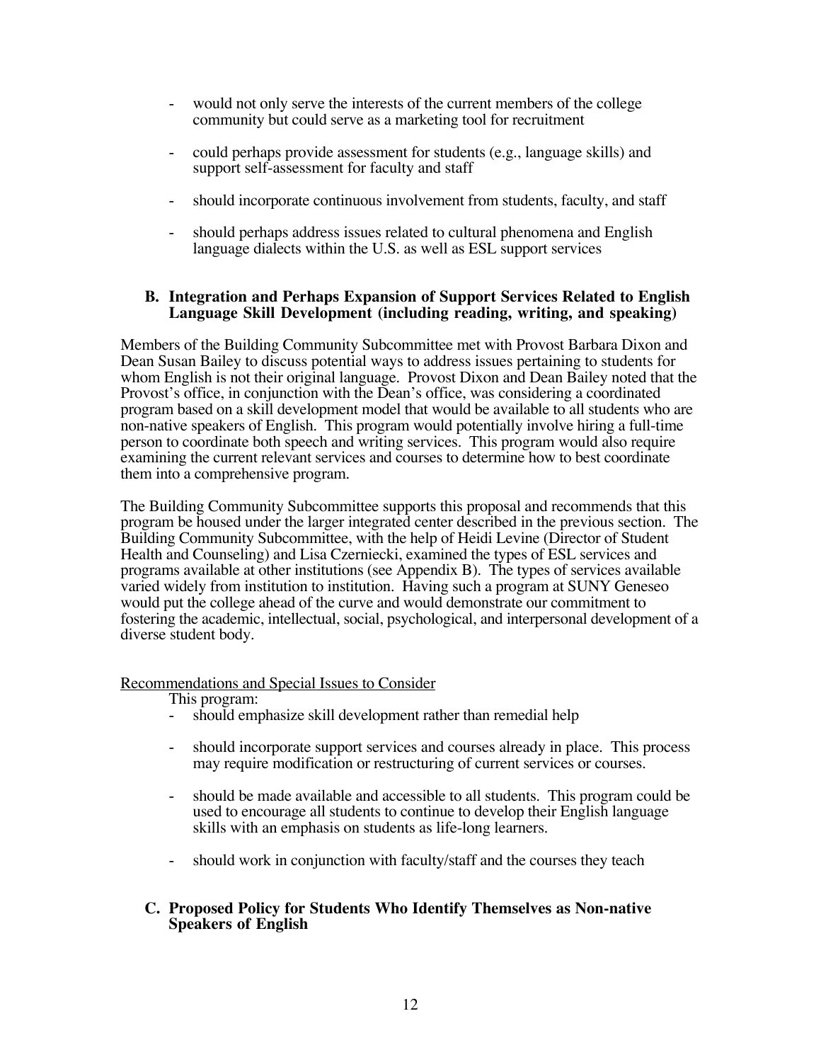- would not only serve the interests of the current members of the college community but could serve as a marketing tool for recruitment

- could perhaps provide assessment for students (e.g., language skills) and support self-assessment for faculty and staff

- should incorporate continuous involvement from students, faculty, and staff

- should perhaps address issues related to cultural phenomena and English language dialects within the U.S. as well as ESL support services

### B. Integration and Perhaps Expansion of Support Services Related to English Language Skill Development (including reading, writing, and speaking)

Members of the Building Community Subcommittee met with Provost Barbara Dixon and Dean Susan Bailey to discuss potential ways to address issues pertaining to students for whom English is not their original language. Provost Dixon and Dean Bailey noted that the Provost's office, in conjunction with the Dean's office, was considering a coordinated program based on a skill development model that would be available to all students who are non-native speakers of English. This program would potentially involve hiring a full-time person to coordinate both speech and writing services. This program would also require examining the current relevant services and courses to determine how to best coordinate them into a comprehensive program.

The Building Community Subcommittee supports this proposal and recommends that this program be housed under the larger integrated center described in the previous section. The Building Community Subcommittee, with the help of Heidi Levine (Director of Student Health and Counseling) and Lisa Czerniecki, examined the types of ESL services and programs available at other institutions (see Appendix B). The types of services available varied widely from institution to institution. Having such a program at SUNY Geneseo would put the college ahead of the curve and would demonstrate our commitment to fostering the academic, intellectual, social, psychological, and interpersonal development of a diverse student body.

Recommendations and Special Issues to Consider

This program:

- should emphasize skill development rather than remedial help

- should incorporate support services and courses already in place. This process may require modification or restructuring of current services or courses.

- should be made available and accessible to all students. This program could be used to encourage all students to continue to develop their English language skills with an emphasis on students as life-long learners.

- should work in conjunction with faculty/staff and the courses they teach

### C. Proposed Policy for Students Who Identify Themselves as Non-native Speakers of English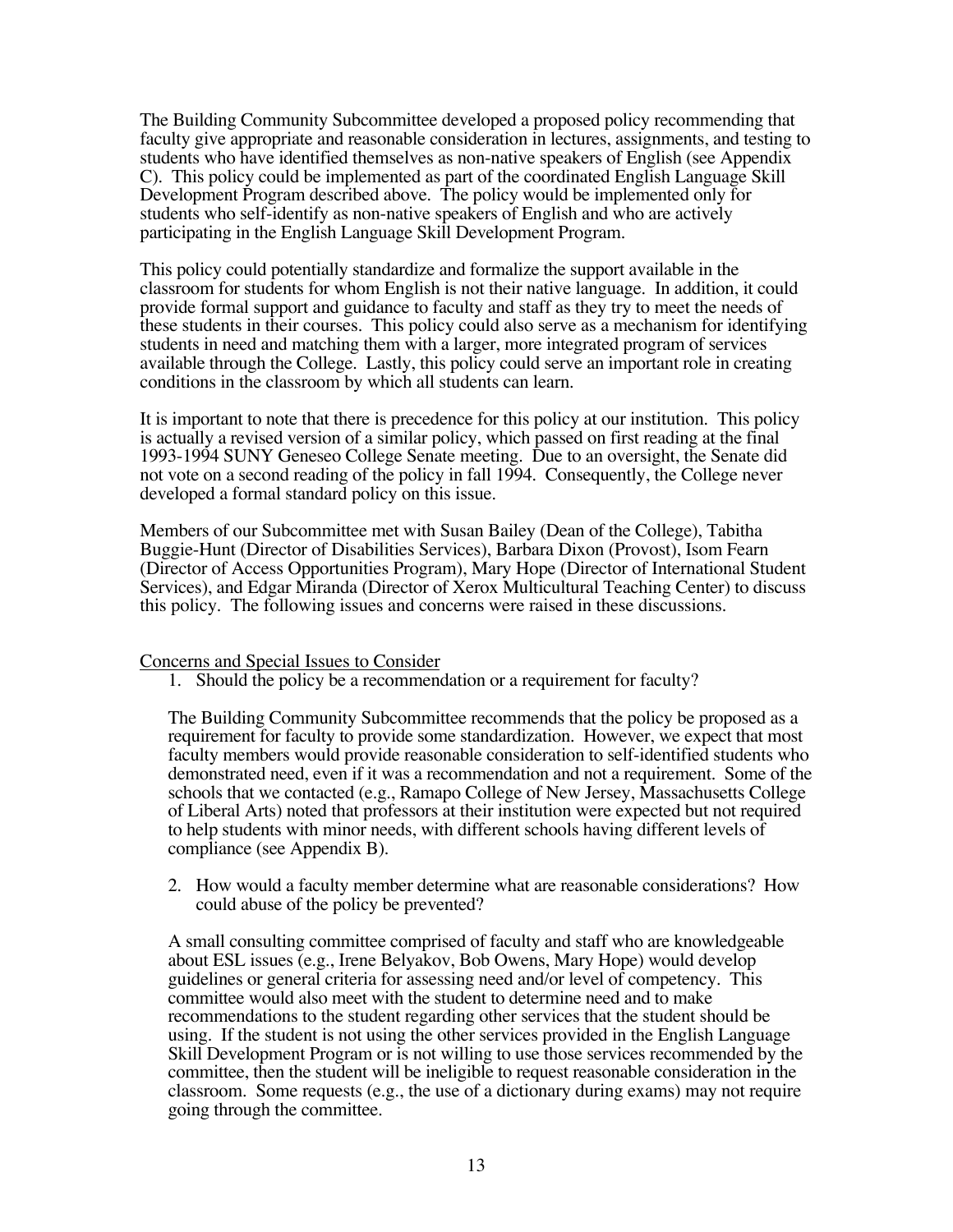The Building Community Subcommittee developed a proposed policy recommending that faculty give appropriate and reasonable consideration in lectures, assignments, and testing to students who have identified themselves as non-native speakers of English (see Appendix C). This policy could be implemented as part of the coordinated English Language Skill Development Program described above. The policy would be implemented only for students who self-identify as non-native speakers of English and who are actively participating in the English Language Skill Development Program.

This policy could potentially standardize and formalize the support available in the classroom for students for whom English is not their native language. In addition, it could provide formal support and guidance to faculty and staff as they try to meet the needs of these students in their courses. This policy could also serve as a mechanism for identifying students in need and matching them with a larger, more integrated program of services available through the College. Lastly, this policy could serve an important role in creating conditions in the classroom by which all students can learn.

It is important to note that there is precedence for this policy at our institution. This policy is actually a revised version of a similar policy, which passed on first reading at the final 1993-1994 SUNY Geneseo College Senate meeting. Due to an oversight, the Senate did not vote on a second reading of the policy in fall 1994. Consequently, the College never developed a formal standard policy on this issue.

Members of our Subcommittee met with Susan Bailey (Dean of the College), Tabitha Buggie-Hunt (Director of Disabilities Services), Barbara Dixon (Provost), Isom Fearn (Director of Access Opportunities Program), Mary Hope (Director of International Student Services), and Edgar Miranda (Director of Xerox Multicultural Teaching Center) to discuss this policy. The following issues and concerns were raised in these discussions.

<u>Concerns and Special Issues to Consider</u>

1. Should the policy be a recommendation or a requirement for faculty?

   The Building Community Subcommittee recommends that the policy be proposed as a requirement for faculty to provide some standardization. However, we expect that most faculty members would provide reasonable consideration to self-identified students who demonstrated need, even if it was a recommendation and not a requirement. Some of the schools that we contacted (e.g., Ramapo College of New Jersey, Massachusetts College of Liberal Arts) noted that professors at their institution were expected but not required to help students with minor needs, with different schools having different levels of compliance (see Appendix B).

2. How would a faculty member determine what are reasonable considerations? How could abuse of the policy be prevented?

   A small consulting committee comprised of faculty and staff who are knowledgeable about ESL issues (e.g., Irene Belyakov, Bob Owens, Mary Hope) would develop guidelines or general criteria for assessing need and/or level of competency. This committee would also meet with the student to determine need and to make recommendations to the student regarding other services that the student should be using. If the student is not using the other services provided in the English Language Skill Development Program or is not willing to use those services recommended by the committee, then the student will be ineligible to request reasonable consideration in the classroom. Some requests (e.g., the use of a dictionary during exams) may not require going through the committee.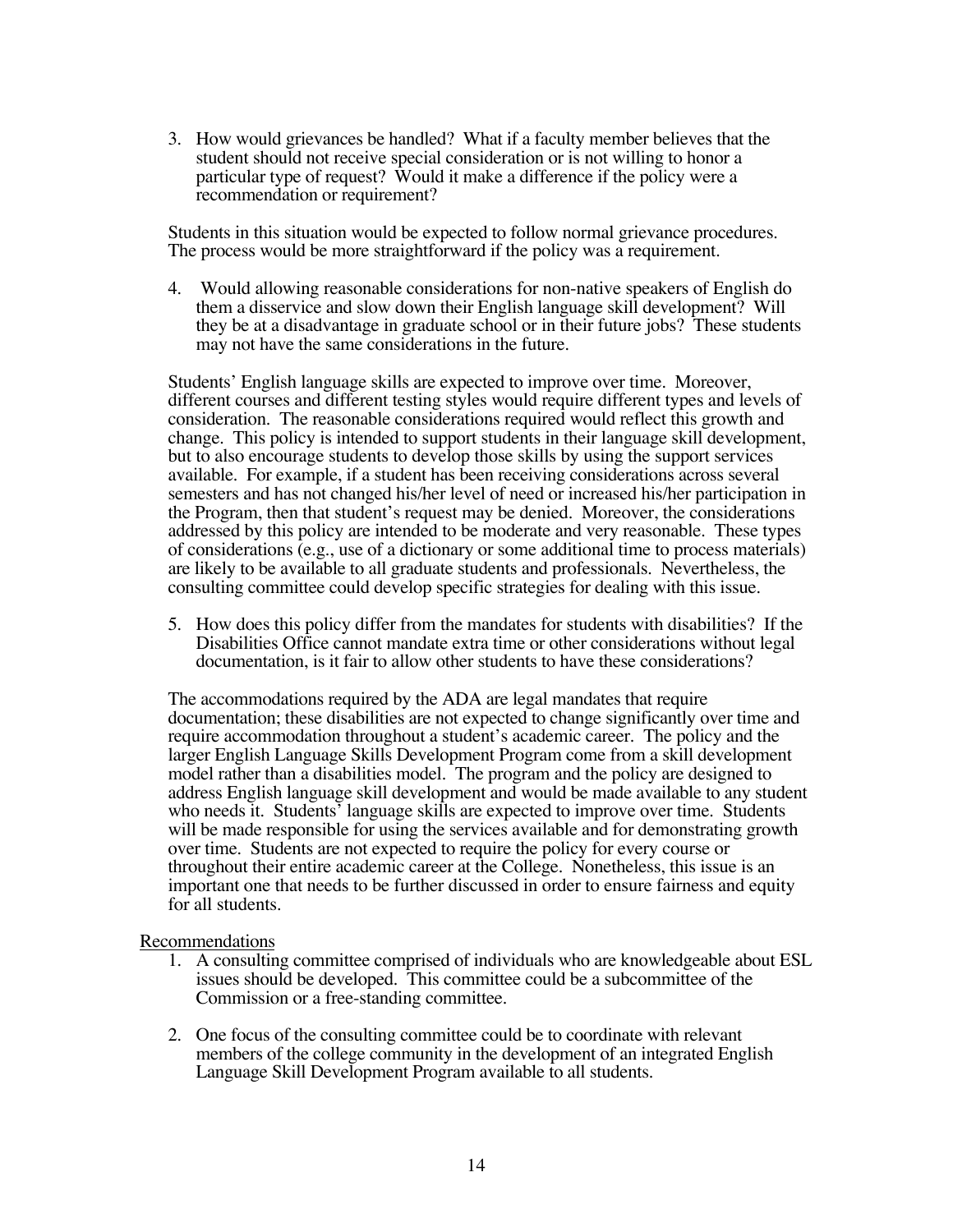3. How would grievances be handled? What if a faculty member believes that the student should not receive special consideration or is not willing to honor a particular type of request? Would it make a difference if the policy were a recommendation or requirement?

Students in this situation would be expected to follow normal grievance procedures. The process would be more straightforward if the policy was a requirement.

4. Would allowing reasonable considerations for non-native speakers of English do them a disservice and slow down their English language skill development? Will they be at a disadvantage in graduate school or in their future jobs? These students may not have the same considerations in the future.

Students' English language skills are expected to improve over time. Moreover, different courses and different testing styles would require different types and levels of consideration. The reasonable considerations required would reflect this growth and change. This policy is intended to support students in their language skill development, but to also encourage students to develop those skills by using the support services available. For example, if a student has been receiving considerations across several semesters and has not changed his/her level of need or increased his/her participation in the Program, then that student's request may be denied. Moreover, the considerations addressed by this policy are intended to be moderate and very reasonable. These types of considerations (e.g., use of a dictionary or some additional time to process materials) are likely to be available to all graduate students and professionals. Nevertheless, the consulting committee could develop specific strategies for dealing with this issue.

5. How does this policy differ from the mandates for students with disabilities? If the Disabilities Office cannot mandate extra time or other considerations without legal documentation, is it fair to allow other students to have these considerations?

The accommodations required by the ADA are legal mandates that require documentation; these disabilities are not expected to change significantly over time and require accommodation throughout a student's academic career. The policy and the larger English Language Skills Development Program come from a skill development model rather than a disabilities model. The program and the policy are designed to address English language skill development and would be made available to any student who needs it. Students' language skills are expected to improve over time. Students will be made responsible for using the services available and for demonstrating growth over time. Students are not expected to require the policy for every course or throughout their entire academic career at the College. Nonetheless, this issue is an important one that needs to be further discussed in order to ensure fairness and equity for all students.

Recommendations

1. A consulting committee comprised of individuals who are knowledgeable about ESL issues should be developed. This committee could be a subcommittee of the Commission or a free-standing committee.

2. One focus of the consulting committee could be to coordinate with relevant members of the college community in the development of an integrated English Language Skill Development Program available to all students.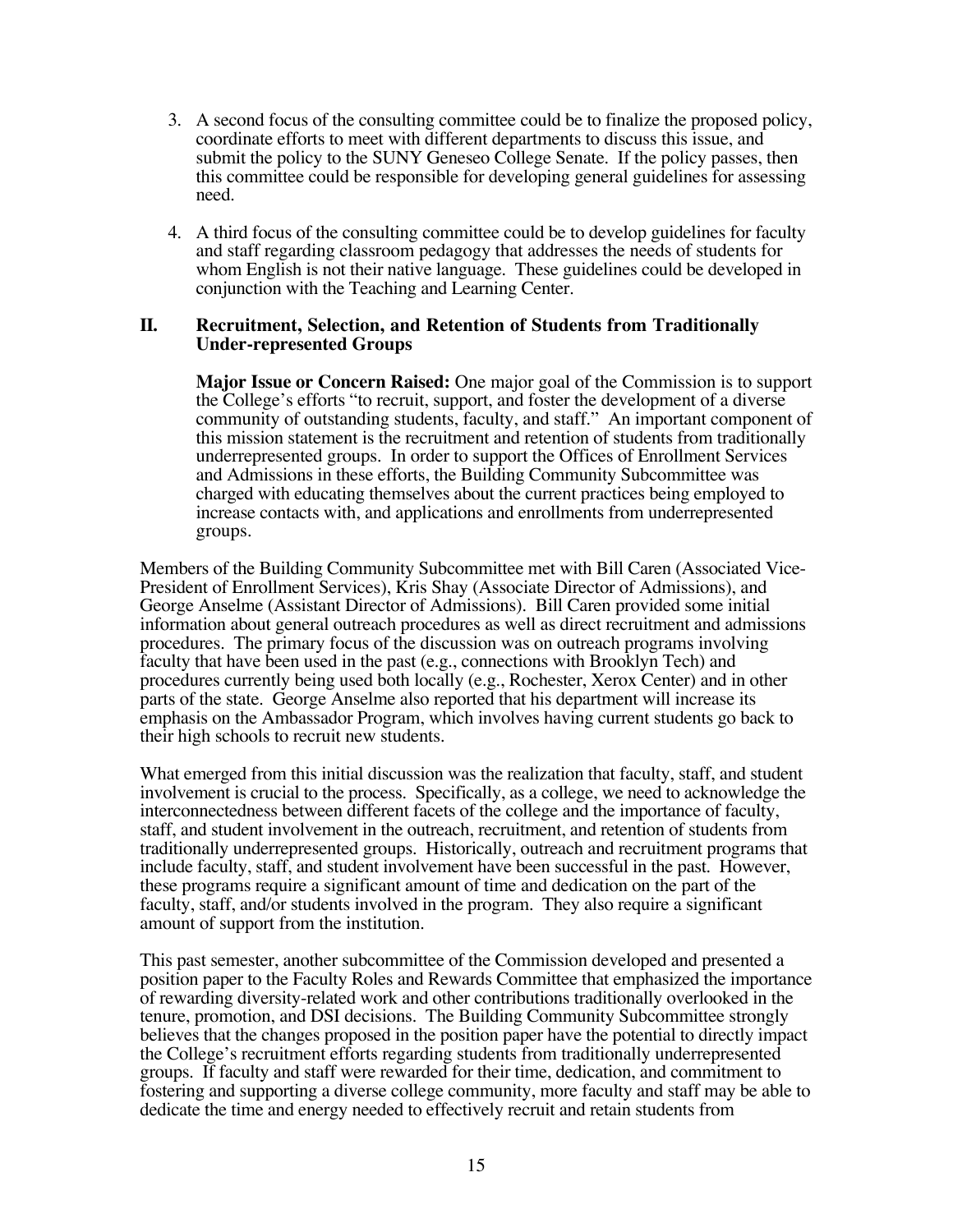3. A second focus of the consulting committee could be to finalize the proposed policy, coordinate efforts to meet with different departments to discuss this issue, and submit the policy to the SUNY Geneseo College Senate. If the policy passes, then this committee could be responsible for developing general guidelines for assessing need.

4. A third focus of the consulting committee could be to develop guidelines for faculty and staff regarding classroom pedagogy that addresses the needs of students for whom English is not their native language. These guidelines could be developed in conjunction with the Teaching and Learning Center.

## II. Recruitment, Selection, and Retention of Students from Traditionally Under-represented Groups

**Major Issue or Concern Raised:** One major goal of the Commission is to support the College's efforts "to recruit, support, and foster the development of a diverse community of outstanding students, faculty, and staff." An important component of this mission statement is the recruitment and retention of students from traditionally underrepresented groups. In order to support the Offices of Enrollment Services and Admissions in these efforts, the Building Community Subcommittee was charged with educating themselves about the current practices being employed to increase contacts with, and applications and enrollments from underrepresented groups.

Members of the Building Community Subcommittee met with Bill Caren (Associated Vice-President of Enrollment Services), Kris Shay (Associate Director of Admissions), and George Anselme (Assistant Director of Admissions). Bill Caren provided some initial information about general outreach procedures as well as direct recruitment and admissions procedures. The primary focus of the discussion was on outreach programs involving faculty that have been used in the past (e.g., connections with Brooklyn Tech) and procedures currently being used both locally (e.g., Rochester, Xerox Center) and in other parts of the state. George Anselme also reported that his department will increase its emphasis on the Ambassador Program, which involves having current students go back to their high schools to recruit new students.

What emerged from this initial discussion was the realization that faculty, staff, and student involvement is crucial to the process. Specifically, as a college, we need to acknowledge the interconnectedness between different facets of the college and the importance of faculty, staff, and student involvement in the outreach, recruitment, and retention of students from traditionally underrepresented groups. Historically, outreach and recruitment programs that include faculty, staff, and student involvement have been successful in the past. However, these programs require a significant amount of time and dedication on the part of the faculty, staff, and/or students involved in the program. They also require a significant amount of support from the institution.

This past semester, another subcommittee of the Commission developed and presented a position paper to the Faculty Roles and Rewards Committee that emphasized the importance of rewarding diversity-related work and other contributions traditionally overlooked in the tenure, promotion, and DSI decisions. The Building Community Subcommittee strongly believes that the changes proposed in the position paper have the potential to directly impact the College's recruitment efforts regarding students from traditionally underrepresented groups. If faculty and staff were rewarded for their time, dedication, and commitment to fostering and supporting a diverse college community, more faculty and staff may be able to dedicate the time and energy needed to effectively recruit and retain students from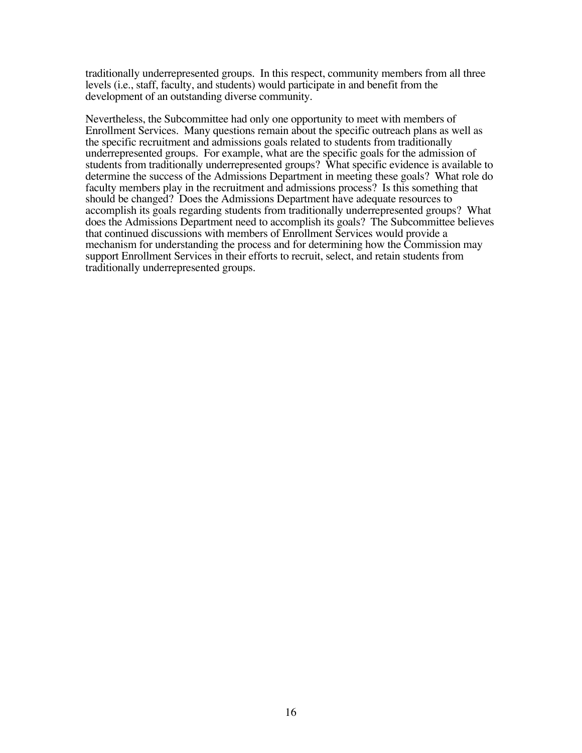traditionally underrepresented groups. In this respect, community members from all three levels (i.e., staff, faculty, and students) would participate in and benefit from the development of an outstanding diverse community.

Nevertheless, the Subcommittee had only one opportunity to meet with members of Enrollment Services. Many questions remain about the specific outreach plans as well as the specific recruitment and admissions goals related to students from traditionally underrepresented groups. For example, what are the specific goals for the admission of students from traditionally underrepresented groups? What specific evidence is available to determine the success of the Admissions Department in meeting these goals? What role do faculty members play in the recruitment and admissions process? Is this something that should be changed? Does the Admissions Department have adequate resources to accomplish its goals regarding students from traditionally underrepresented groups? What does the Admissions Department need to accomplish its goals? The Subcommittee believes that continued discussions with members of Enrollment Services would provide a mechanism for understanding the process and for determining how the Commission may support Enrollment Services in their efforts to recruit, select, and retain students from traditionally underrepresented groups.